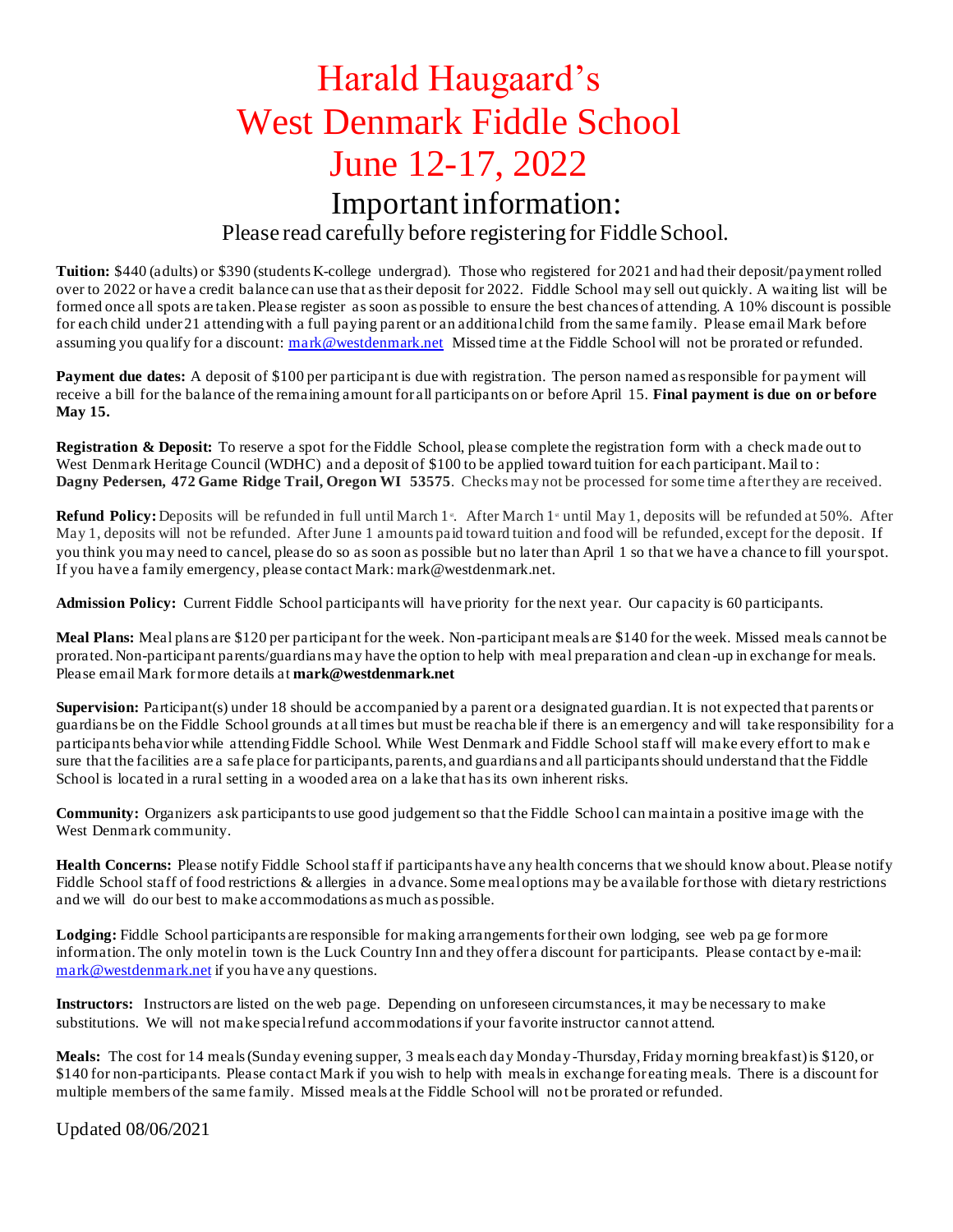# Harald Haugaard's West Denmark Fiddle School June 12-17, 2022

## Important information:

### Please read carefully before registering for Fiddle School.

**Tuition:** $440 (adults) or $390 (students K-college undergrad). Those who registered for 2021 and had their deposit/payment rolled over to 2022 or have a credit balance can use that as their deposit for 2022. Fiddle School may sell out quickly. A waiting list will be formed once all spots are taken. Please register as soon as possible to ensure the best chances of attending. A 10% discount is possible for each child under 21 attending with a full paying parent or an additional child from the same family. Please email Mark before assuming you qualify for a discount: mark@westdenmark.net Missed time at the Fiddle School will not be prorated or refunded.

**Payment due dates:** A deposit of $100 per participant is due with registration. The person named as responsible for payment will receive a bill for the balance of the remaining amount for all participants on or before April 15. **Final payment is due on or before May 15.**

**Registration & Deposit:** To reserve a spot for the Fiddle School, please complete the registration form with a check made out to West Denmark Heritage Council (WDHC) and a deposit of $100 to be applied toward tuition for each participant. Mail to: **Dagny Pedersen, 472 Game Ridge Trail, Oregon WI 53575**. Checks may not be processed for some time after they are received.

**Refund Policy:** Deposits will be refunded in full until March 1st. After March 1st until May 1, deposits will be refunded at 50%. After May 1, deposits will not be refunded. After June 1 amounts paid toward tuition and food will be refunded, except for the deposit. If you think you may need to cancel, please do so as soon as possible but no later than April 1 so that we have a chance to fill your spot. If you have a family emergency, please contact Mark: mark@westdenmark.net.

**Admission Policy:** Current Fiddle School participants will have priority for the next year. Our capacity is 60 participants.

**Meal Plans:** Meal plans are $120 per participant for the week. Non-participant meals are $140 for the week. Missed meals cannot be prorated. Non-participant parents/guardians may have the option to help with meal preparation and clean-up in exchange for meals. Please email Mark for more details at **mark@westdenmark.net**

**Supervision:** Participant(s) under 18 should be accompanied by a parent or a designated guardian. It is not expected that parents or guardians be on the Fiddle School grounds at all times but must be reachable if there is an emergency and will take responsibility for a participants behavior while attending Fiddle School. While West Denmark and Fiddle School staff will make every effort to make sure that the facilities are a safe place for participants, parents, and guardians and all participants should understand that the Fiddle School is located in a rural setting in a wooded area on a lake that has its own inherent risks.

**Community:** Organizers ask participants to use good judgement so that the Fiddle School can maintain a positive image with the West Denmark community.

**Health Concerns:** Please notify Fiddle School staff if participants have any health concerns that we should know about. Please notify Fiddle School staff of food restrictions & allergies in advance. Some meal options may be available for those with dietary restrictions and we will do our best to make accommodations as much as possible.

**Lodging:** Fiddle School participants are responsible for making arrangements for their own lodging, see web page for more information. The only motel in town is the Luck Country Inn and they offer a discount for participants. Please contact by e-mail: mark@westdenmark.net if you have any questions.

**Instructors:** Instructors are listed on the web page. Depending on unforeseen circumstances, it may be necessary to make substitutions. We will not make special refund accommodations if your favorite instructor cannot attend.

**Meals:** The cost for 14 meals (Sunday evening supper, 3 meals each day Monday-Thursday, Friday morning breakfast) is $120, or $140 for non-participants. Please contact Mark if you wish to help with meals in exchange for eating meals. There is a discount for multiple members of the same family. Missed meals at the Fiddle School will not be prorated or refunded.

Updated 08/06/2021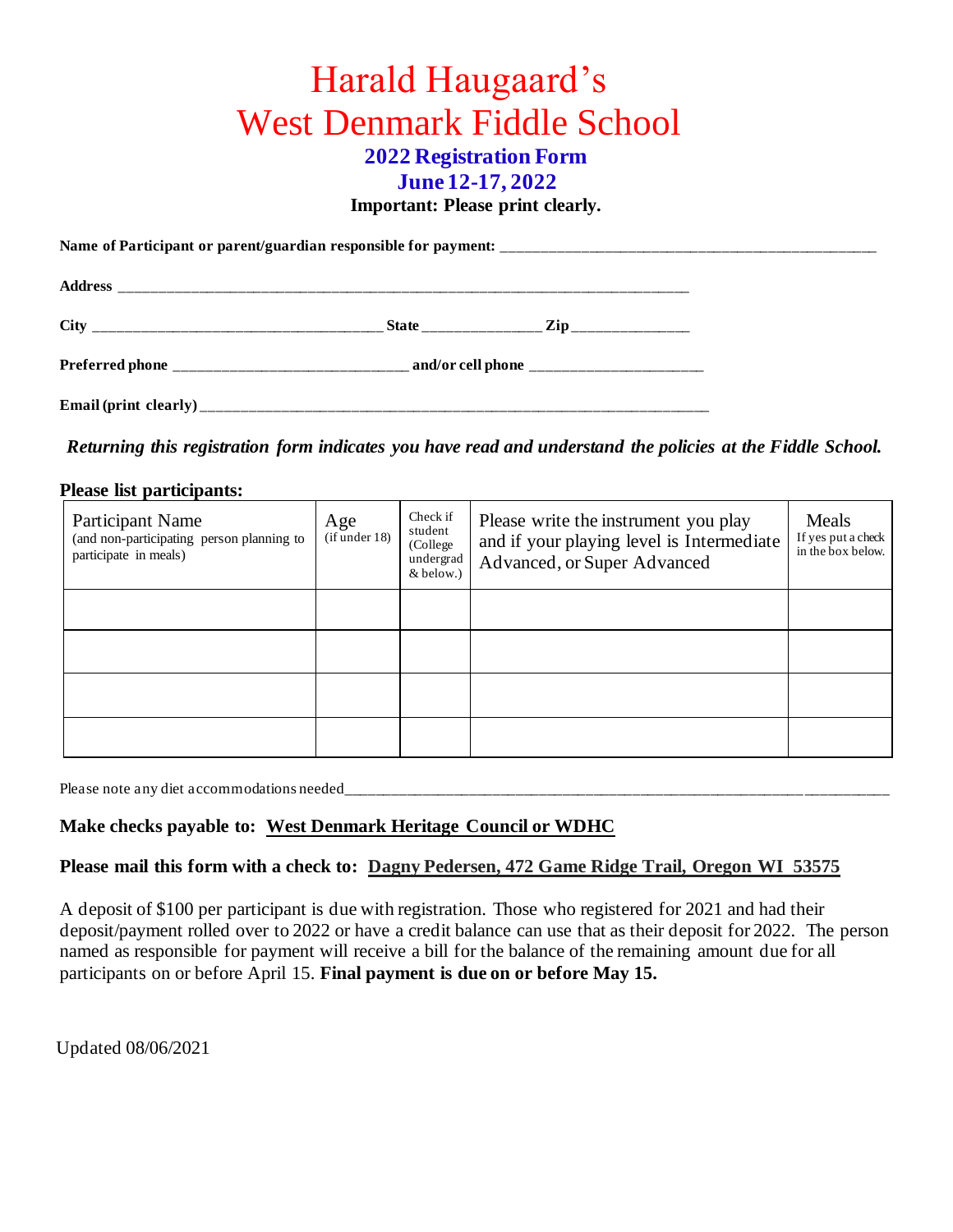# Harald Haugaard's
# West Denmark Fiddle School

## 2022 Registration Form
## June 12-17, 2022

**Important: Please print clearly.**

**Name of Participant or parent/guardian responsible for payment:** ________________________________________________

**Address** ________________________________________________________________________________

**City** ______________________________________ **State** _______________ **Zip** _______________

**Preferred phone** ______________________________ **and/or cell phone** ______________________

**Email (print clearly)** ________________________________________________________________________

***Returning this registration form indicates you have read and understand the policies at the Fiddle School.***

**Please list participants:**

| Participant Name (and non-participating person planning to participate in meals) | Age (if under 18) | Check if student (College undergrad & below.) | Please write the instrument you play and if your playing level is Intermediate Advanced, or Super Advanced | Meals If yes put a check in the box below. |
|---|---|---|---|---|
| | | | | |
| | | | | |
| | | | | |
| | | | | |

Please note any diet accommodations needed______________________________________________________________________

**Make checks payable to:** **West Denmark Heritage Council or WDHC**

**Please mail this form with a check to:** **Dagny Pedersen, 472 Game Ridge Trail, Oregon WI 53575**

A deposit of $100 per participant is due with registration. Those who registered for 2021 and had their deposit/payment rolled over to 2022 or have a credit balance can use that as their deposit for 2022. The person named as responsible for payment will receive a bill for the balance of the remaining amount due for all participants on or before April 15. **Final payment is due on or before May 15.**

Updated 08/06/2021